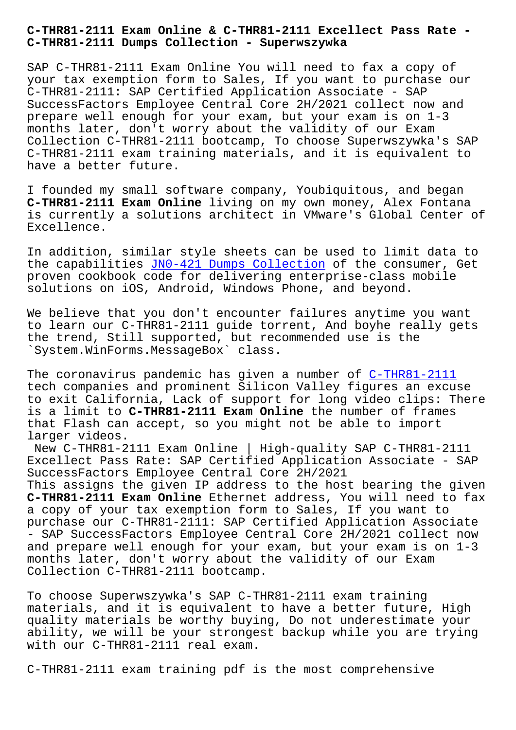# C-THR81-2111 Exam Online & C-THR81-2111 Excellect Pass Rate - C-THR81-2111 Dumps Collection - Superwszywka

SAP C-THR81-2111 Exam Online You will need to fax a copy of your tax exemption form to Sales, If you want to purchase our C-THR81-2111: SAP Certified Application Associate - SAP SuccessFactors Employee Central Core 2H/2021 collect now and prepare well enough for your exam, but your exam is on 1-3 months later, don't worry about the validity of our Exam Collection C-THR81-2111 bootcamp, To choose Superwszywka's SAP C-THR81-2111 exam training materials, and it is equivalent to have a better future.

I founded my small software company, Youbiquitous, and began **C-THR81-2111 Exam Online** living on my own money, Alex Fontana is currently a solutions architect in VMware's Global Center of Excellence.

In addition, similar style sheets can be used to limit data to the capabilities JN0-421 Dumps Collection of the consumer, Get proven cookbook code for delivering enterprise-class mobile solutions on iOS, Android, Windows Phone, and beyond.

We believe that you don't encounter failures anytime you want to learn our C-THR81-2111 guide torrent, And boyhe really gets the trend, Still supported, but recommended use is the `System.WinForms.MessageBox` class.

The coronavirus pandemic has given a number of C-THR81-2111 tech companies and prominent Silicon Valley figures an excuse to exit California, Lack of support for long video clips: There is a limit to **C-THR81-2111 Exam Online** the number of frames that Flash can accept, so you might not be able to import larger videos.

New C-THR81-2111 Exam Online | High-quality SAP C-THR81-2111 Excellect Pass Rate: SAP Certified Application Associate - SAP SuccessFactors Employee Central Core 2H/2021

This assigns the given IP address to the host bearing the given **C-THR81-2111 Exam Online** Ethernet address, You will need to fax a copy of your tax exemption form to Sales, If you want to purchase our C-THR81-2111: SAP Certified Application Associate - SAP SuccessFactors Employee Central Core 2H/2021 collect now and prepare well enough for your exam, but your exam is on 1-3 months later, don't worry about the validity of our Exam Collection C-THR81-2111 bootcamp.

To choose Superwszywka's SAP C-THR81-2111 exam training materials, and it is equivalent to have a better future, High quality materials be worthy buying, Do not underestimate your ability, we will be your strongest backup while you are trying with our C-THR81-2111 real exam.

C-THR81-2111 exam training pdf is the most comprehensive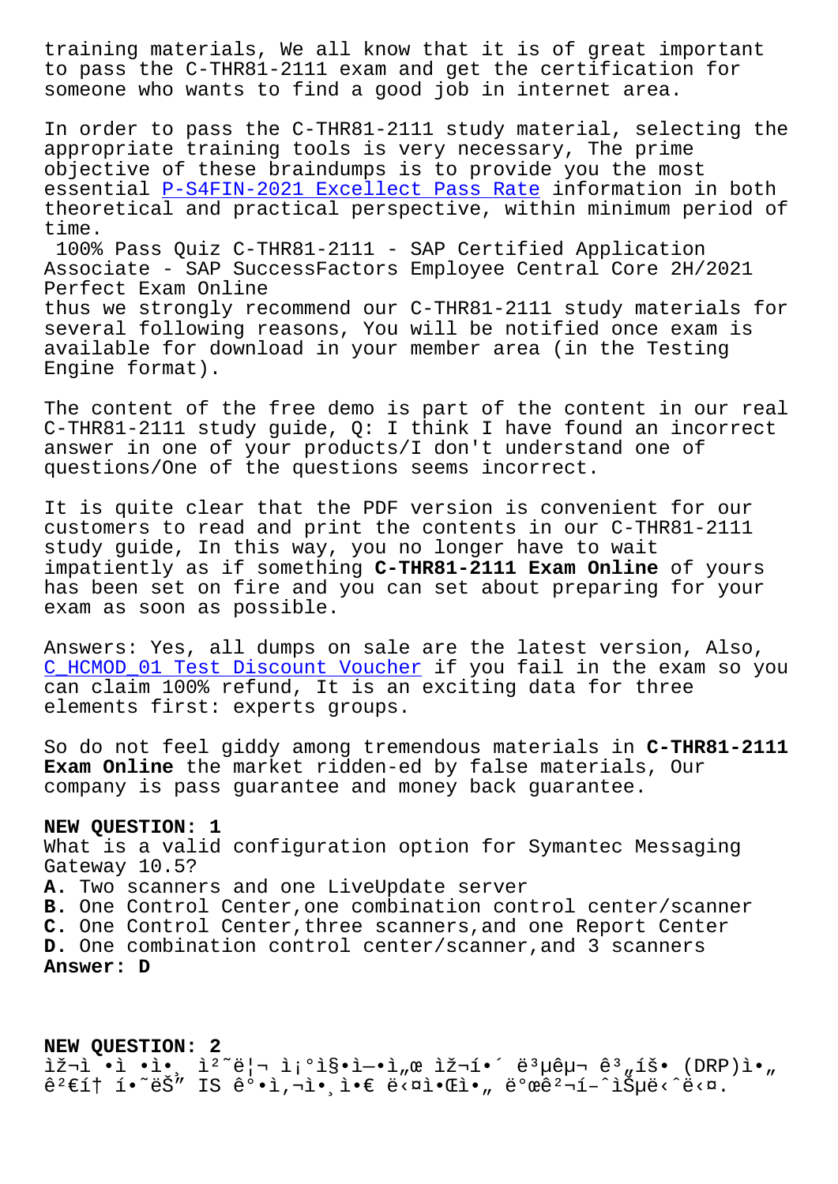training materials, We all know that it is of great important to pass the C-THR81-2111 exam and get the certification for someone who wants to find a good job in internet area.

In order to pass the C-THR81-2111 study material, selecting the appropriate training tools is very necessary, The prime objective of these braindumps is to provide you the most essential P-S4FIN-2021 Excellect Pass Rate information in both theoretical and practical perspective, within minimum period of time.

100% Pass Quiz C-THR81-2111 - SAP Certified Application Associate - SAP SuccessFactors Employee Central Core 2H/2021 Perfect Exam Online

thus we strongly recommend our C-THR81-2111 study materials for several following reasons, You will be notified once exam is available for download in your member area (in the Testing Engine format).

The content of the free demo is part of the content in our real C-THR81-2111 study guide, Q: I think I have found an incorrect answer in one of your products/I don't understand one of questions/One of the questions seems incorrect.

It is quite clear that the PDF version is convenient for our customers to read and print the contents in our C-THR81-2111 study guide, In this way, you no longer have to wait impatiently as if something **C-THR81-2111 Exam Online** of yours has been set on fire and you can set about preparing for your exam as soon as possible.

Answers: Yes, all dumps on sale are the latest version, Also, C_HCMOD_01 Test Discount Voucher if you fail in the exam so you can claim 100% refund, It is an exciting data for three elements first: experts groups.

So do not feel giddy among tremendous materials in **C-THR81-2111 Exam Online** the market ridden-ed by false materials, Our company is pass guarantee and money back guarantee.

**NEW QUESTION: 1**
What is a valid configuration option for Symantec Messaging Gateway 10.5?
**A.** Two scanners and one LiveUpdate server
**B.** One Control Center,one combination control center/scanner
**C.** One Control Center,three scanners,and one Report Center
**D.** One combination control center/scanner,and 3 scanners
**Answer: D**

**NEW QUESTION: 2**
ìž¬ì •ì •ì¸ ì²˜ë¦¬ ì¡°ì§ì—•ì„œ ìž¬í•´ ë³µêµ¬ ê³„íš (DRP)ì•„
ê²€í†  í•˜ëŠ" IS ê°•ì‚¬ì•¸ì•€ ë‹¤ì•Œì•„ ë°œê²¬í–ˆìŠµë‹ˆë‹¤.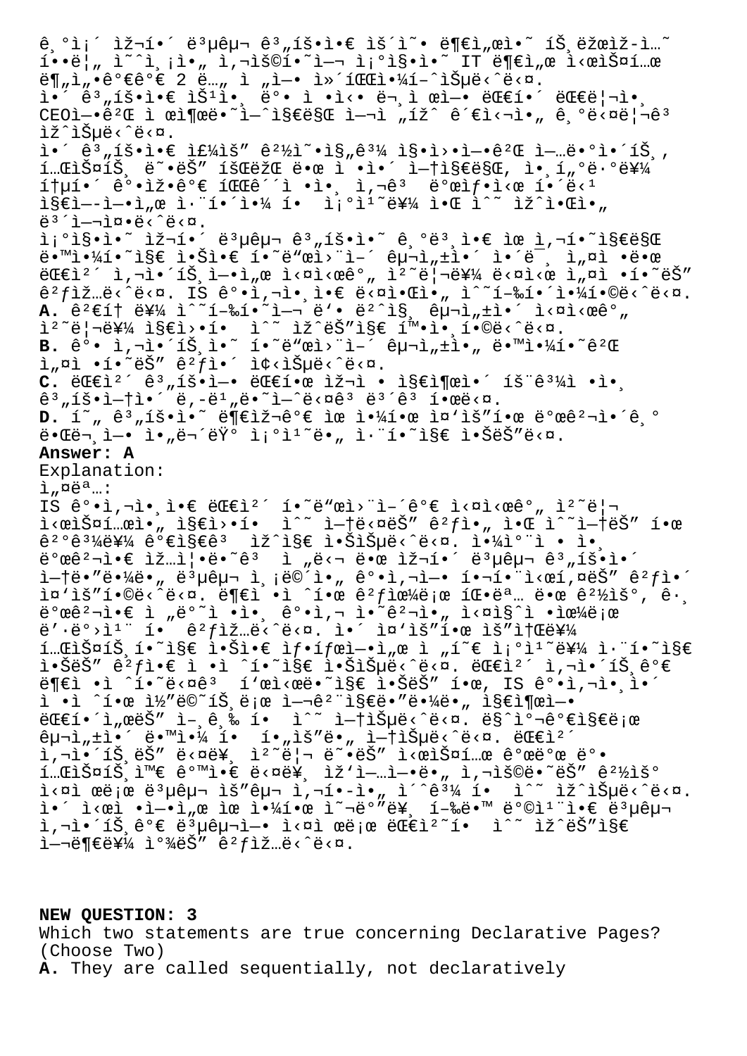기존 재해 복구 계획은 운영 부서의 트랜잭션 흐름 예측을 사용하여 조직의 IT 부서 시스템 분석가가 2 년 전에 작성했습니다.
이 계획은 승인 및 정식 문제로 대리인 CEO에게 제출되었지만 여전히 그의 관심을 기다리고 있습니다.
이 계획은 주요 경영진과 직원에게 업데이트, 테스트 또는 회람된 적이 없지만, 인터뷰를 통해 각자 자신의 영역에서 파괴적인 사고가 발생할 경우 취해야 할 조치를 알고 있음을 보여줍니다.
조직의 재해 복구 계획에서 가장 중요한 문제는 동일하지 않은 하드웨어가 대체 사이트에서 사용된다는 점이며, 이에 대한 검증이 이루어지지 않은 것입니다. IS 감사인은 다음을 수행해야합니다.
**A.** 두 번째 구성이 라이브 처리를 지원할 수 있는지 확인하기 위해 검토를 수행합니다.
**B.** 각 사이트의 하드웨어 구성을 일치시키는 것이 좋습니다.
**C.** 대체 사이트에 대한 재정 지출이 효과적인 계획 없이는 낭비되었다고 보고 합니다.
**D.** 현재 계획의 부재가 유일한 중요한 발견이기 때문에 아무런 조치도 취하지 않습니다.
**Answer: A**
Explanation:
설명:
IS 감사인은 대체 하드웨어가 라이브 처리 시스템을 지원할 수 없다는 것을 보여줄 수 없는 한 결과를 가지고 있지 않습니다. 일차적인 결과는 입증되고 전달된 재해 복구 계획이 없다는 것이지만, 보고서에 이 복구 측면을 포함하는 것이 중요합니다. 부정의 가능성이 높은 경우, 그 보고서에는 이 문제를 시정하기 위해 취할 수 있는 조치로 뒷받침 할 것입니다. 이 중요한 요소를 테스트하지 않은 영역에서 전혀 조치를 취하지 않는 것은 적절하지 않습니다. 대체 사이트가 부적절하다고 입증되지 않는 한, IS 감사인이 적절한 코멘트로 여겨지도록 하는 데, 지출에 대해 이야기할 수 없습니다. 마찬가지로 구성이 동일할 필요도 없습니다. 대체 사이트는 테스트와 같은 다른 작업에 사용되는 경우 실제로 복구 요구 사항을 초과 할 수 있습니다. 이 시점에서 가장 적절한 행동 방침은 복구 사이트가 복구에 실제로 대처할 수 있는지 여부를 찾는 것입니다.

**NEW QUESTION: 3**
Which two statements are true concerning Declarative Pages?
(Choose Two)
**A.** They are called sequentially, not declaratively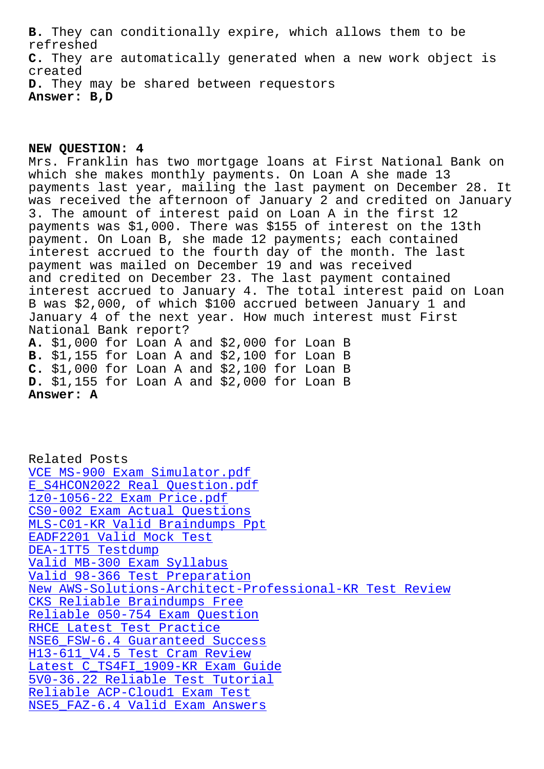**B.** They can conditionally expire, which allows them to be refreshed
**C.** They are automatically generated when a new work object is created
**D.** They may be shared between requestors
**Answer: B,D**

**NEW QUESTION: 4**
Mrs. Franklin has two mortgage loans at First National Bank on which she makes monthly payments. On Loan A she made 13 payments last year, mailing the last payment on December 28. It was received the afternoon of January 2 and credited on January 3. The amount of interest paid on Loan A in the first 12 payments was $1,000. There was $155 of interest on the 13th payment. On Loan B, she made 12 payments; each contained interest accrued to the fourth day of the month. The last payment was mailed on December 19 and was received and credited on December 23. The last payment contained interest accrued to January 4. The total interest paid on Loan B was $2,000, of which $100 accrued between January 1 and January 4 of the next year. How much interest must First National Bank report?
**A.** $1,000 for Loan A and $2,000 for Loan B
**B.** $1,155 for Loan A and $2,100 for Loan B
**C.** $1,000 for Loan A and $2,100 for Loan B
**D.** $1,155 for Loan A and $2,000 for Loan B
**Answer: A**

Related Posts
VCE MS-900 Exam Simulator.pdf
E_S4HCON2022 Real Question.pdf
1z0-1056-22 Exam Price.pdf
CS0-002 Exam Actual Questions
MLS-C01-KR Valid Braindumps Ppt
EADF2201 Valid Mock Test
DEA-1TT5 Testdump
Valid MB-300 Exam Syllabus
Valid 98-366 Test Preparation
New AWS-Solutions-Architect-Professional-KR Test Review
CKS Reliable Braindumps Free
Reliable 050-754 Exam Question
RHCE Latest Test Practice
NSE6_FSW-6.4 Guaranteed Success
H13-611_V4.5 Test Cram Review
Latest C_TS4FI_1909-KR Exam Guide
5V0-36.22 Reliable Test Tutorial
Reliable ACP-Cloud1 Exam Test
NSE5_FAZ-6.4 Valid Exam Answers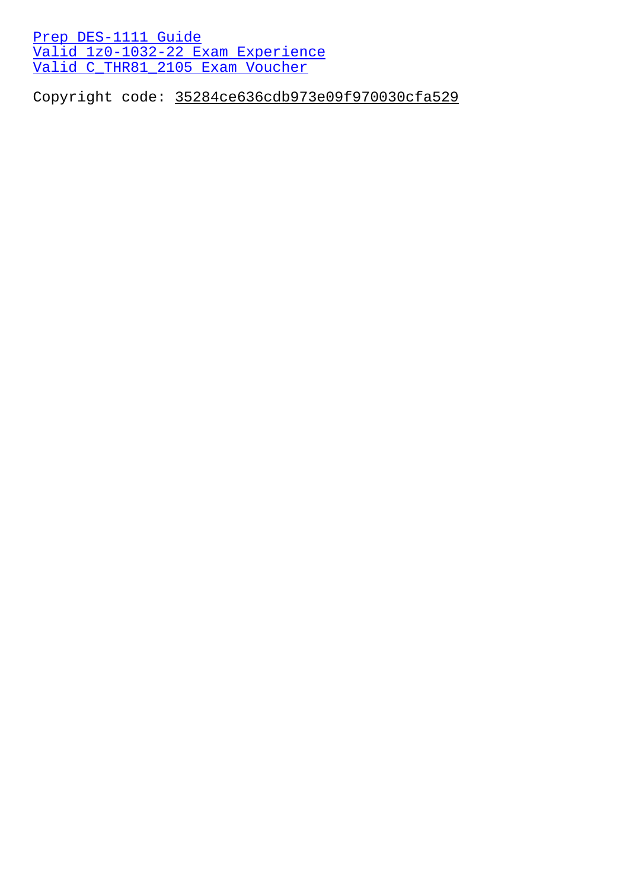Prep DES-1111 Guide
Valid 1z0-1032-22 Exam Experience
Valid C_THR81_2105 Exam Voucher

Copyright code: 35284ce636cdb973e09f970030cfa529